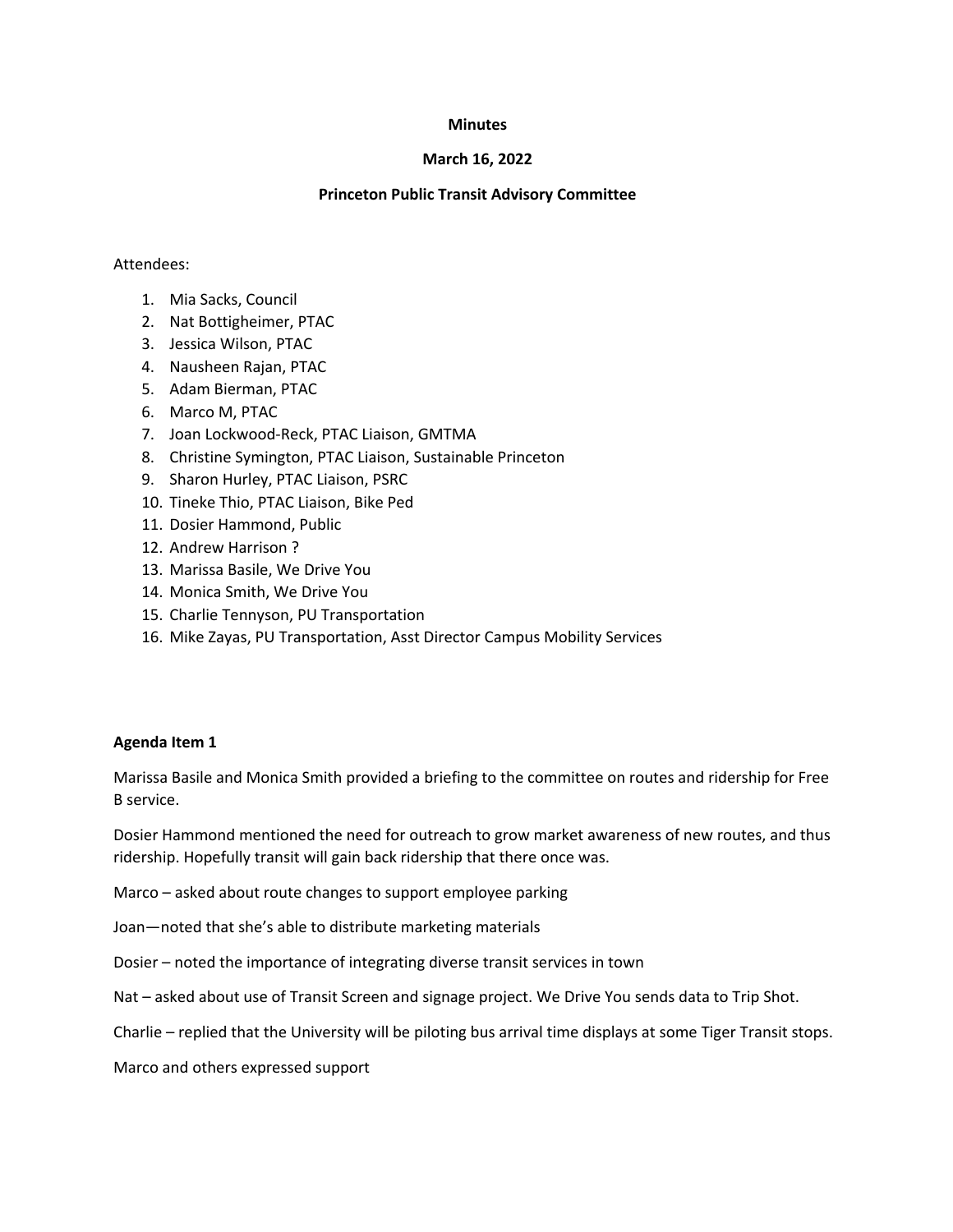**Minutes**

**March 16, 2022**

**Princeton Public Transit Advisory Committee**

Attendees:

1. Mia Sacks, Council
2. Nat Bottigheimer, PTAC
3. Jessica Wilson, PTAC
4. Nausheen Rajan, PTAC
5. Adam Bierman, PTAC
6. Marco M, PTAC
7. Joan Lockwood-Reck, PTAC Liaison, GMTMA
8. Christine Symington, PTAC Liaison, Sustainable Princeton
9. Sharon Hurley, PTAC Liaison, PSRC
10. Tineke Thio, PTAC Liaison, Bike Ped
11. Dosier Hammond, Public
12. Andrew Harrison ?
13. Marissa Basile, We Drive You
14. Monica Smith, We Drive You
15. Charlie Tennyson, PU Transportation
16. Mike Zayas, PU Transportation, Asst Director Campus Mobility Services

**Agenda Item 1**

Marissa Basile and Monica Smith provided a briefing to the committee on routes and ridership for Free B service.

Dosier Hammond mentioned the need for outreach to grow market awareness of new routes, and thus ridership. Hopefully transit will gain back ridership that there once was.

Marco – asked about route changes to support employee parking

Joan—noted that she's able to distribute marketing materials

Dosier – noted the importance of integrating diverse transit services in town

Nat – asked about use of Transit Screen and signage project. We Drive You sends data to Trip Shot.

Charlie – replied that the University will be piloting bus arrival time displays at some Tiger Transit stops.

Marco and others expressed support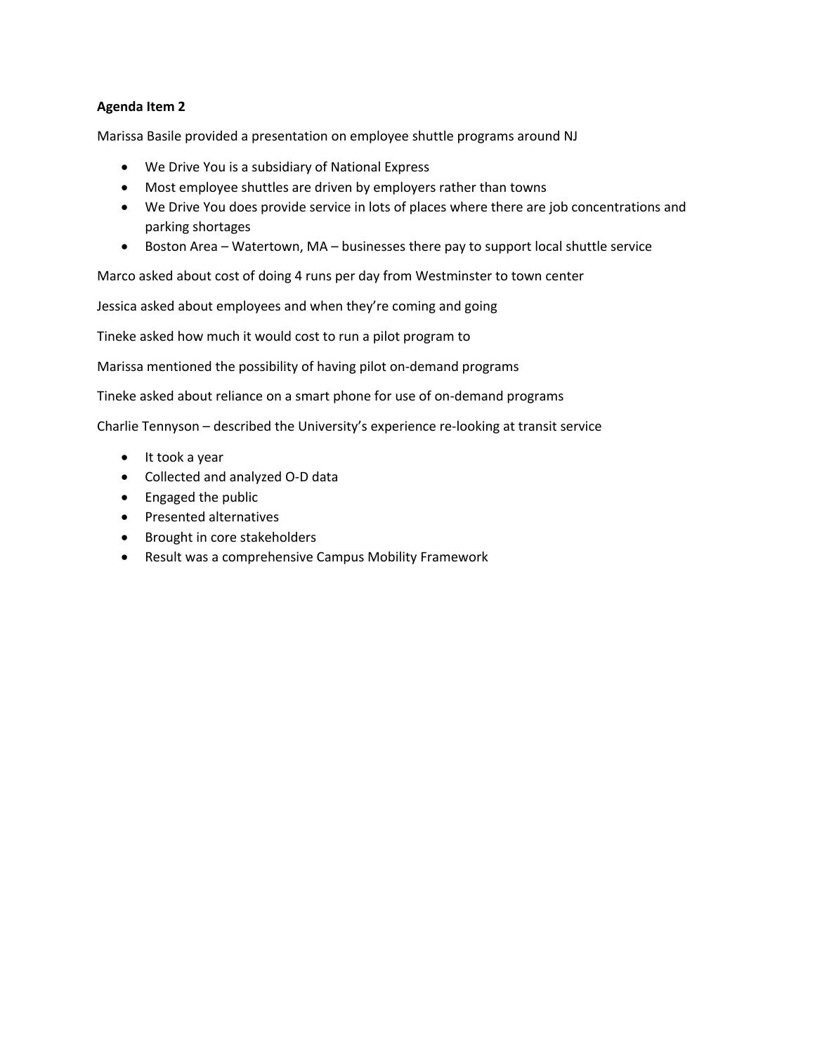**Agenda Item 2**

Marissa Basile provided a presentation on employee shuttle programs around NJ

- We Drive You is a subsidiary of National Express
- Most employee shuttles are driven by employers rather than towns
- We Drive You does provide service in lots of places where there are job concentrations and parking shortages
- Boston Area – Watertown, MA – businesses there pay to support local shuttle service

Marco asked about cost of doing 4 runs per day from Westminster to town center

Jessica asked about employees and when they're coming and going

Tineke asked how much it would cost to run a pilot program to

Marissa mentioned the possibility of having pilot on-demand programs

Tineke asked about reliance on a smart phone for use of on-demand programs

Charlie Tennyson – described the University's experience re-looking at transit service

- It took a year
- Collected and analyzed O-D data
- Engaged the public
- Presented alternatives
- Brought in core stakeholders
- Result was a comprehensive Campus Mobility Framework